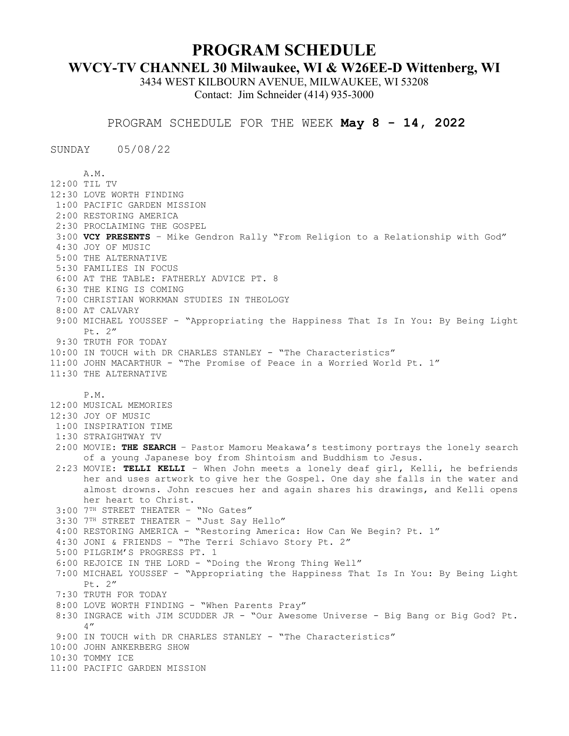# PROGRAM SCHEDULE

## WVCY-TV CHANNEL 30 Milwaukee, WI & W26EE-D Wittenberg, WI

3434 WEST KILBOURN AVENUE, MILWAUKEE, WI 53208
Contact: Jim Schneider (414) 935-3000

PROGRAM SCHEDULE FOR THE WEEK **May 8 - 14, 2022**

SUNDAY 05/08/22

A.M.

12:00 TIL TV
12:30 LOVE WORTH FINDING
1:00 PACIFIC GARDEN MISSION
2:00 RESTORING AMERICA
2:30 PROCLAIMING THE GOSPEL
3:00 **VCY PRESENTS** – Mike Gendron Rally "From Religion to a Relationship with God"
4:30 JOY OF MUSIC
5:00 THE ALTERNATIVE
5:30 FAMILIES IN FOCUS
6:00 AT THE TABLE: FATHERLY ADVICE PT. 8
6:30 THE KING IS COMING
7:00 CHRISTIAN WORKMAN STUDIES IN THEOLOGY
8:00 AT CALVARY
9:00 MICHAEL YOUSSEF - "Appropriating the Happiness That Is In You: By Being Light Pt. 2"
9:30 TRUTH FOR TODAY
10:00 IN TOUCH with DR CHARLES STANLEY - "The Characteristics"
11:00 JOHN MACARTHUR - "The Promise of Peace in a Worried World Pt. 1"
11:30 THE ALTERNATIVE

P.M.

12:00 MUSICAL MEMORIES
12:30 JOY OF MUSIC
1:00 INSPIRATION TIME
1:30 STRAIGHTWAY TV
2:00 MOVIE: **THE SEARCH** – Pastor Mamoru Meakawa's testimony portrays the lonely search of a young Japanese boy from Shintoism and Buddhism to Jesus.
2:23 MOVIE: **TELLI KELLI** – When John meets a lonely deaf girl, Kelli, he befriends her and uses artwork to give her the Gospel. One day she falls in the water and almost drowns. John rescues her and again shares his drawings, and Kelli opens her heart to Christ.
3:00 7TH STREET THEATER – "No Gates"
3:30 7TH STREET THEATER – "Just Say Hello"
4:00 RESTORING AMERICA - "Restoring America: How Can We Begin? Pt. 1"
4:30 JONI & FRIENDS – "The Terri Schiavo Story Pt. 2"
5:00 PILGRIM'S PROGRESS PT. 1
6:00 REJOICE IN THE LORD - "Doing the Wrong Thing Well"
7:00 MICHAEL YOUSSEF - "Appropriating the Happiness That Is In You: By Being Light Pt. 2"
7:30 TRUTH FOR TODAY
8:00 LOVE WORTH FINDING - "When Parents Pray"
8:30 INGRACE with JIM SCUDDER JR - "Our Awesome Universe - Big Bang or Big God? Pt. 4"
9:00 IN TOUCH with DR CHARLES STANLEY - "The Characteristics"
10:00 JOHN ANKERBERG SHOW
10:30 TOMMY ICE
11:00 PACIFIC GARDEN MISSION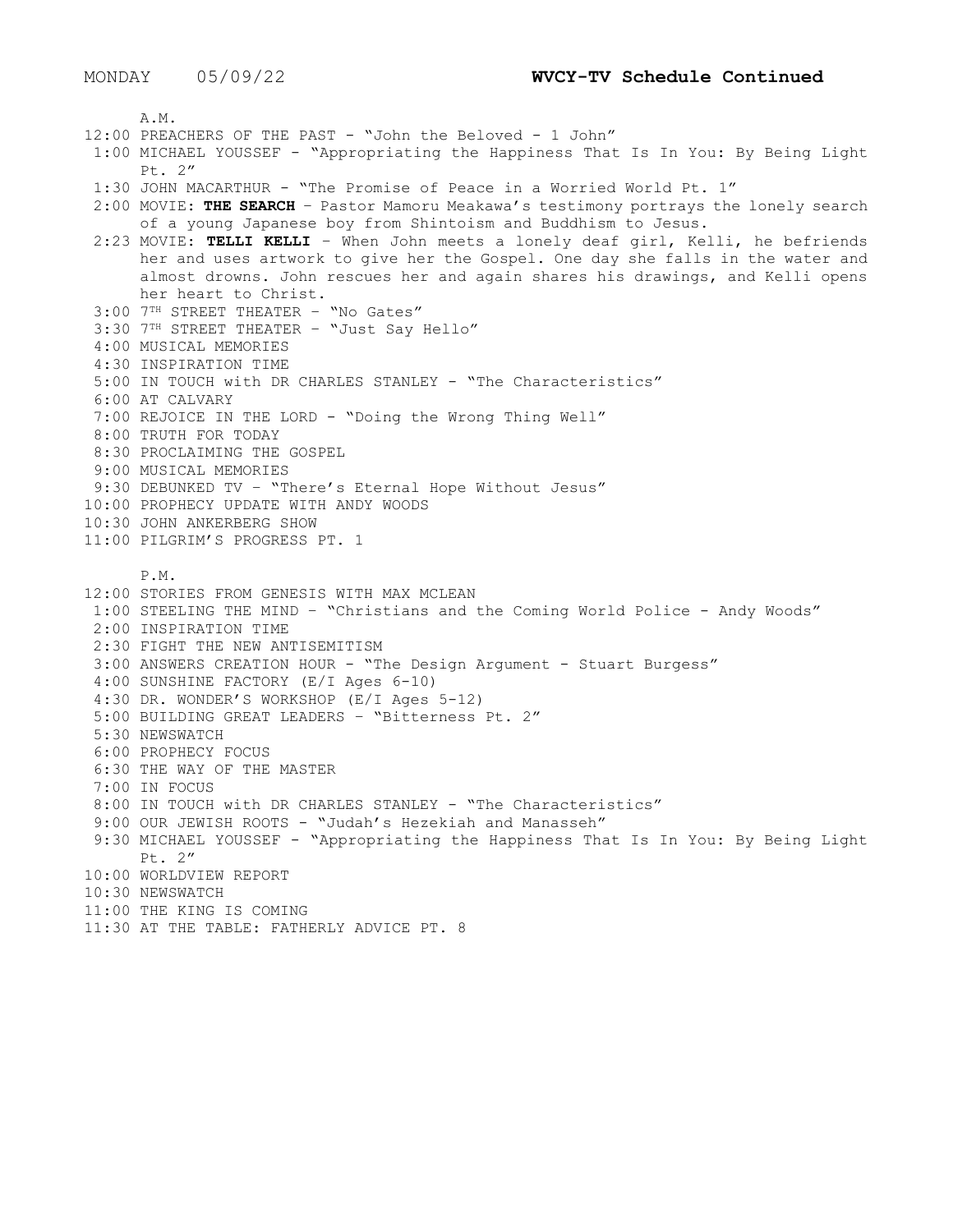MONDAY 05/09/22 **WVCY-TV Schedule Continued**

A.M.

12:00 PREACHERS OF THE PAST - "John the Beloved - 1 John"
1:00 MICHAEL YOUSSEF - "Appropriating the Happiness That Is In You: By Being Light Pt. 2"
1:30 JOHN MACARTHUR - "The Promise of Peace in a Worried World Pt. 1"
2:00 MOVIE: **THE SEARCH** – Pastor Mamoru Meakawa's testimony portrays the lonely search of a young Japanese boy from Shintoism and Buddhism to Jesus.
2:23 MOVIE: **TELLI KELLI** – When John meets a lonely deaf girl, Kelli, he befriends her and uses artwork to give her the Gospel. One day she falls in the water and almost drowns. John rescues her and again shares his drawings, and Kelli opens her heart to Christ.
3:00 7TH STREET THEATER – "No Gates"
3:30 7TH STREET THEATER – "Just Say Hello"
4:00 MUSICAL MEMORIES
4:30 INSPIRATION TIME
5:00 IN TOUCH with DR CHARLES STANLEY - "The Characteristics"
6:00 AT CALVARY
7:00 REJOICE IN THE LORD - "Doing the Wrong Thing Well"
8:00 TRUTH FOR TODAY
8:30 PROCLAIMING THE GOSPEL
9:00 MUSICAL MEMORIES
9:30 DEBUNKED TV – "There's Eternal Hope Without Jesus"
10:00 PROPHECY UPDATE WITH ANDY WOODS
10:30 JOHN ANKERBERG SHOW
11:00 PILGRIM'S PROGRESS PT. 1

P.M.

12:00 STORIES FROM GENESIS WITH MAX MCLEAN
1:00 STEELING THE MIND – "Christians and the Coming World Police - Andy Woods"
2:00 INSPIRATION TIME
2:30 FIGHT THE NEW ANTISEMITISM
3:00 ANSWERS CREATION HOUR - "The Design Argument - Stuart Burgess"
4:00 SUNSHINE FACTORY (E/I Ages 6-10)
4:30 DR. WONDER'S WORKSHOP (E/I Ages 5-12)
5:00 BUILDING GREAT LEADERS – "Bitterness Pt. 2"
5:30 NEWSWATCH
6:00 PROPHECY FOCUS
6:30 THE WAY OF THE MASTER
7:00 IN FOCUS
8:00 IN TOUCH with DR CHARLES STANLEY - "The Characteristics"
9:00 OUR JEWISH ROOTS - "Judah's Hezekiah and Manasseh"
9:30 MICHAEL YOUSSEF - "Appropriating the Happiness That Is In You: By Being Light Pt. 2"
10:00 WORLDVIEW REPORT
10:30 NEWSWATCH
11:00 THE KING IS COMING
11:30 AT THE TABLE: FATHERLY ADVICE PT. 8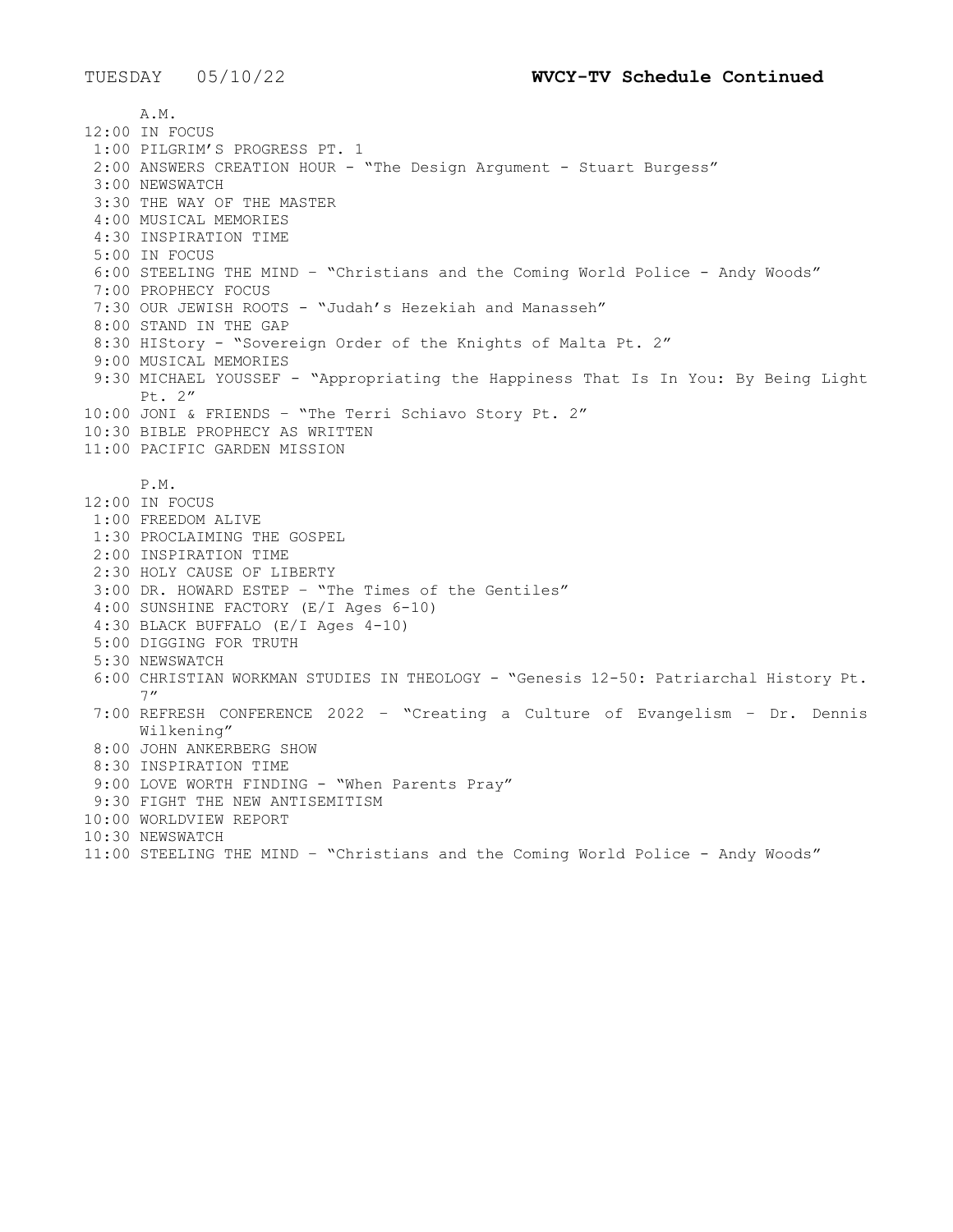TUESDAY 05/10/22 **WVCY-TV Schedule Continued**

A.M.

12:00 IN FOCUS
1:00 PILGRIM'S PROGRESS PT. 1
2:00 ANSWERS CREATION HOUR - "The Design Argument - Stuart Burgess"
3:00 NEWSWATCH
3:30 THE WAY OF THE MASTER
4:00 MUSICAL MEMORIES
4:30 INSPIRATION TIME
5:00 IN FOCUS
6:00 STEELING THE MIND – "Christians and the Coming World Police - Andy Woods"
7:00 PROPHECY FOCUS
7:30 OUR JEWISH ROOTS - "Judah's Hezekiah and Manasseh"
8:00 STAND IN THE GAP
8:30 HIStory - "Sovereign Order of the Knights of Malta Pt. 2"
9:00 MUSICAL MEMORIES
9:30 MICHAEL YOUSSEF - "Appropriating the Happiness That Is In You: By Being Light Pt. 2"
10:00 JONI & FRIENDS – "The Terri Schiavo Story Pt. 2"
10:30 BIBLE PROPHECY AS WRITTEN
11:00 PACIFIC GARDEN MISSION

P.M.

12:00 IN FOCUS
1:00 FREEDOM ALIVE
1:30 PROCLAIMING THE GOSPEL
2:00 INSPIRATION TIME
2:30 HOLY CAUSE OF LIBERTY
3:00 DR. HOWARD ESTEP – "The Times of the Gentiles"
4:00 SUNSHINE FACTORY (E/I Ages 6-10)
4:30 BLACK BUFFALO (E/I Ages 4-10)
5:00 DIGGING FOR TRUTH
5:30 NEWSWATCH
6:00 CHRISTIAN WORKMAN STUDIES IN THEOLOGY - "Genesis 12-50: Patriarchal History Pt. 7"
7:00 REFRESH CONFERENCE 2022 – "Creating a Culture of Evangelism – Dr. Dennis Wilkening"
8:00 JOHN ANKERBERG SHOW
8:30 INSPIRATION TIME
9:00 LOVE WORTH FINDING - "When Parents Pray"
9:30 FIGHT THE NEW ANTISEMITISM
10:00 WORLDVIEW REPORT
10:30 NEWSWATCH
11:00 STEELING THE MIND – "Christians and the Coming World Police - Andy Woods"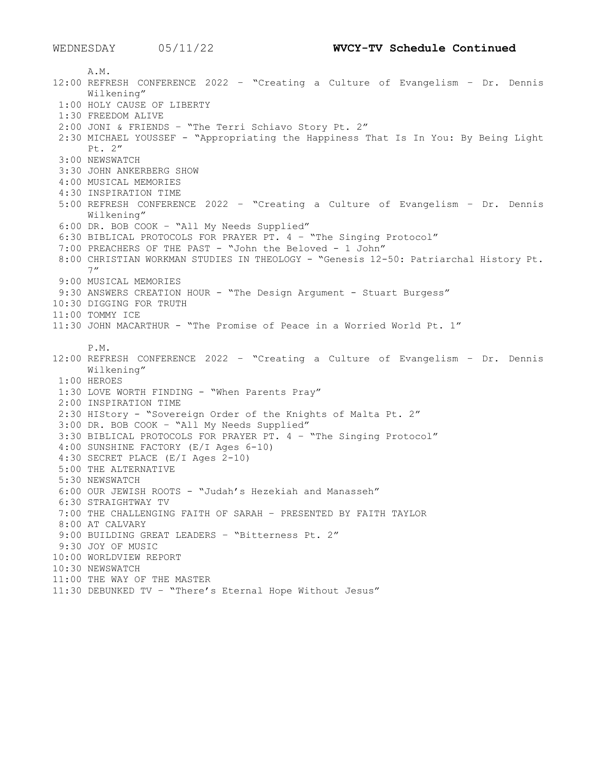WEDNESDAY 05/11/22 **WVCY-TV Schedule Continued**

A.M.

12:00 REFRESH CONFERENCE 2022 – "Creating a Culture of Evangelism – Dr. Dennis Wilkening"
1:00 HOLY CAUSE OF LIBERTY
1:30 FREEDOM ALIVE
2:00 JONI & FRIENDS – "The Terri Schiavo Story Pt. 2"
2:30 MICHAEL YOUSSEF - "Appropriating the Happiness That Is In You: By Being Light Pt. 2"
3:00 NEWSWATCH
3:30 JOHN ANKERBERG SHOW
4:00 MUSICAL MEMORIES
4:30 INSPIRATION TIME
5:00 REFRESH CONFERENCE 2022 – "Creating a Culture of Evangelism – Dr. Dennis Wilkening"
6:00 DR. BOB COOK – "All My Needs Supplied"
6:30 BIBLICAL PROTOCOLS FOR PRAYER PT. 4 – "The Singing Protocol"
7:00 PREACHERS OF THE PAST - "John the Beloved - 1 John"
8:00 CHRISTIAN WORKMAN STUDIES IN THEOLOGY - "Genesis 12-50: Patriarchal History Pt. 7"
9:00 MUSICAL MEMORIES
9:30 ANSWERS CREATION HOUR - "The Design Argument - Stuart Burgess"
10:30 DIGGING FOR TRUTH
11:00 TOMMY ICE
11:30 JOHN MACARTHUR - "The Promise of Peace in a Worried World Pt. 1"

P.M.

12:00 REFRESH CONFERENCE 2022 – "Creating a Culture of Evangelism – Dr. Dennis Wilkening"
1:00 HEROES
1:30 LOVE WORTH FINDING - "When Parents Pray"
2:00 INSPIRATION TIME
2:30 HIStory - "Sovereign Order of the Knights of Malta Pt. 2"
3:00 DR. BOB COOK – "All My Needs Supplied"
3:30 BIBLICAL PROTOCOLS FOR PRAYER PT. 4 – "The Singing Protocol"
4:00 SUNSHINE FACTORY (E/I Ages 6-10)
4:30 SECRET PLACE (E/I Ages 2-10)
5:00 THE ALTERNATIVE
5:30 NEWSWATCH
6:00 OUR JEWISH ROOTS - "Judah's Hezekiah and Manasseh"
6:30 STRAIGHTWAY TV
7:00 THE CHALLENGING FAITH OF SARAH – PRESENTED BY FAITH TAYLOR
8:00 AT CALVARY
9:00 BUILDING GREAT LEADERS – "Bitterness Pt. 2"
9:30 JOY OF MUSIC
10:00 WORLDVIEW REPORT
10:30 NEWSWATCH
11:00 THE WAY OF THE MASTER
11:30 DEBUNKED TV – "There's Eternal Hope Without Jesus"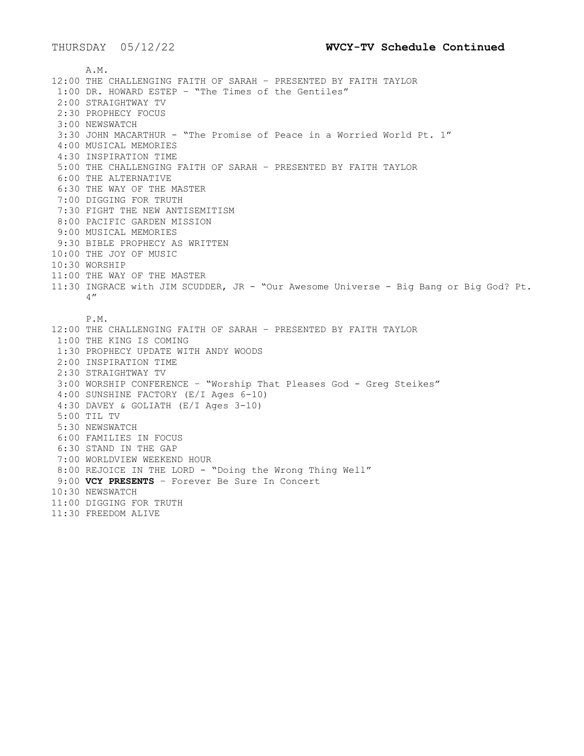THURSDAY 05/12/22 **WVCY-TV Schedule Continued**

A.M.

12:00 THE CHALLENGING FAITH OF SARAH – PRESENTED BY FAITH TAYLOR
1:00 DR. HOWARD ESTEP – "The Times of the Gentiles"
2:00 STRAIGHTWAY TV
2:30 PROPHECY FOCUS
3:00 NEWSWATCH
3:30 JOHN MACARTHUR - "The Promise of Peace in a Worried World Pt. 1"
4:00 MUSICAL MEMORIES
4:30 INSPIRATION TIME
5:00 THE CHALLENGING FAITH OF SARAH – PRESENTED BY FAITH TAYLOR
6:00 THE ALTERNATIVE
6:30 THE WAY OF THE MASTER
7:00 DIGGING FOR TRUTH
7:30 FIGHT THE NEW ANTISEMITISM
8:00 PACIFIC GARDEN MISSION
9:00 MUSICAL MEMORIES
9:30 BIBLE PROPHECY AS WRITTEN
10:00 THE JOY OF MUSIC
10:30 WORSHIP
11:00 THE WAY OF THE MASTER
11:30 INGRACE with JIM SCUDDER, JR - "Our Awesome Universe - Big Bang or Big God? Pt. 4"

P.M.

12:00 THE CHALLENGING FAITH OF SARAH – PRESENTED BY FAITH TAYLOR
1:00 THE KING IS COMING
1:30 PROPHECY UPDATE WITH ANDY WOODS
2:00 INSPIRATION TIME
2:30 STRAIGHTWAY TV
3:00 WORSHIP CONFERENCE – "Worship That Pleases God - Greg Steikes"
4:00 SUNSHINE FACTORY (E/I Ages 6-10)
4:30 DAVEY & GOLIATH (E/I Ages 3-10)
5:00 TIL TV
5:30 NEWSWATCH
6:00 FAMILIES IN FOCUS
6:30 STAND IN THE GAP
7:00 WORLDVIEW WEEKEND HOUR
8:00 REJOICE IN THE LORD - "Doing the Wrong Thing Well"
9:00 **VCY PRESENTS** – Forever Be Sure In Concert
10:30 NEWSWATCH
11:00 DIGGING FOR TRUTH
11:30 FREEDOM ALIVE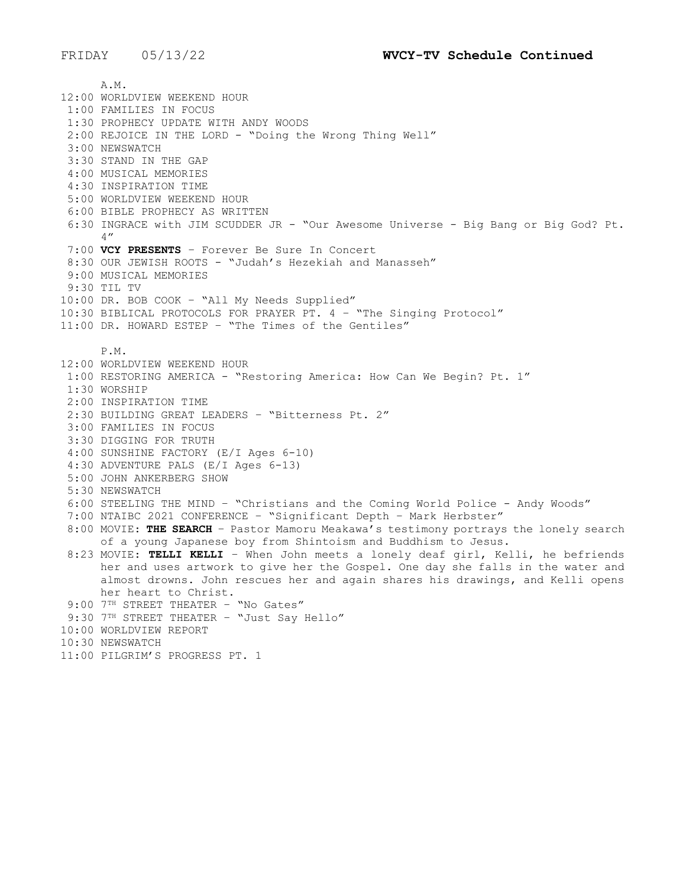FRIDAY 05/13/22 **WVCY-TV Schedule Continued**

A.M.

12:00 WORLDVIEW WEEKEND HOUR
1:00 FAMILIES IN FOCUS
1:30 PROPHECY UPDATE WITH ANDY WOODS
2:00 REJOICE IN THE LORD - “Doing the Wrong Thing Well”
3:00 NEWSWATCH
3:30 STAND IN THE GAP
4:00 MUSICAL MEMORIES
4:30 INSPIRATION TIME
5:00 WORLDVIEW WEEKEND HOUR
6:00 BIBLE PROPHECY AS WRITTEN
6:30 INGRACE with JIM SCUDDER JR - “Our Awesome Universe - Big Bang or Big God? Pt. 4”
7:00 **VCY PRESENTS** – Forever Be Sure In Concert
8:30 OUR JEWISH ROOTS - “Judah’s Hezekiah and Manasseh”
9:00 MUSICAL MEMORIES
9:30 TIL TV
10:00 DR. BOB COOK – “All My Needs Supplied”
10:30 BIBLICAL PROTOCOLS FOR PRAYER PT. 4 – “The Singing Protocol”
11:00 DR. HOWARD ESTEP – “The Times of the Gentiles”

P.M.

12:00 WORLDVIEW WEEKEND HOUR
1:00 RESTORING AMERICA - “Restoring America: How Can We Begin? Pt. 1”
1:30 WORSHIP
2:00 INSPIRATION TIME
2:30 BUILDING GREAT LEADERS – “Bitterness Pt. 2”
3:00 FAMILIES IN FOCUS
3:30 DIGGING FOR TRUTH
4:00 SUNSHINE FACTORY (E/I Ages 6-10)
4:30 ADVENTURE PALS (E/I Ages 6-13)
5:00 JOHN ANKERBERG SHOW
5:30 NEWSWATCH
6:00 STEELING THE MIND – “Christians and the Coming World Police - Andy Woods”
7:00 NTAIBC 2021 CONFERENCE – “Significant Depth – Mark Herbster”
8:00 MOVIE: **THE SEARCH** – Pastor Mamoru Meakawa’s testimony portrays the lonely search of a young Japanese boy from Shintoism and Buddhism to Jesus.
8:23 MOVIE: **TELLI KELLI** – When John meets a lonely deaf girl, Kelli, he befriends her and uses artwork to give her the Gospel. One day she falls in the water and almost drowns. John rescues her and again shares his drawings, and Kelli opens her heart to Christ.
9:00 7TH STREET THEATER – “No Gates”
9:30 7TH STREET THEATER – “Just Say Hello”
10:00 WORLDVIEW REPORT
10:30 NEWSWATCH
11:00 PILGRIM’S PROGRESS PT. 1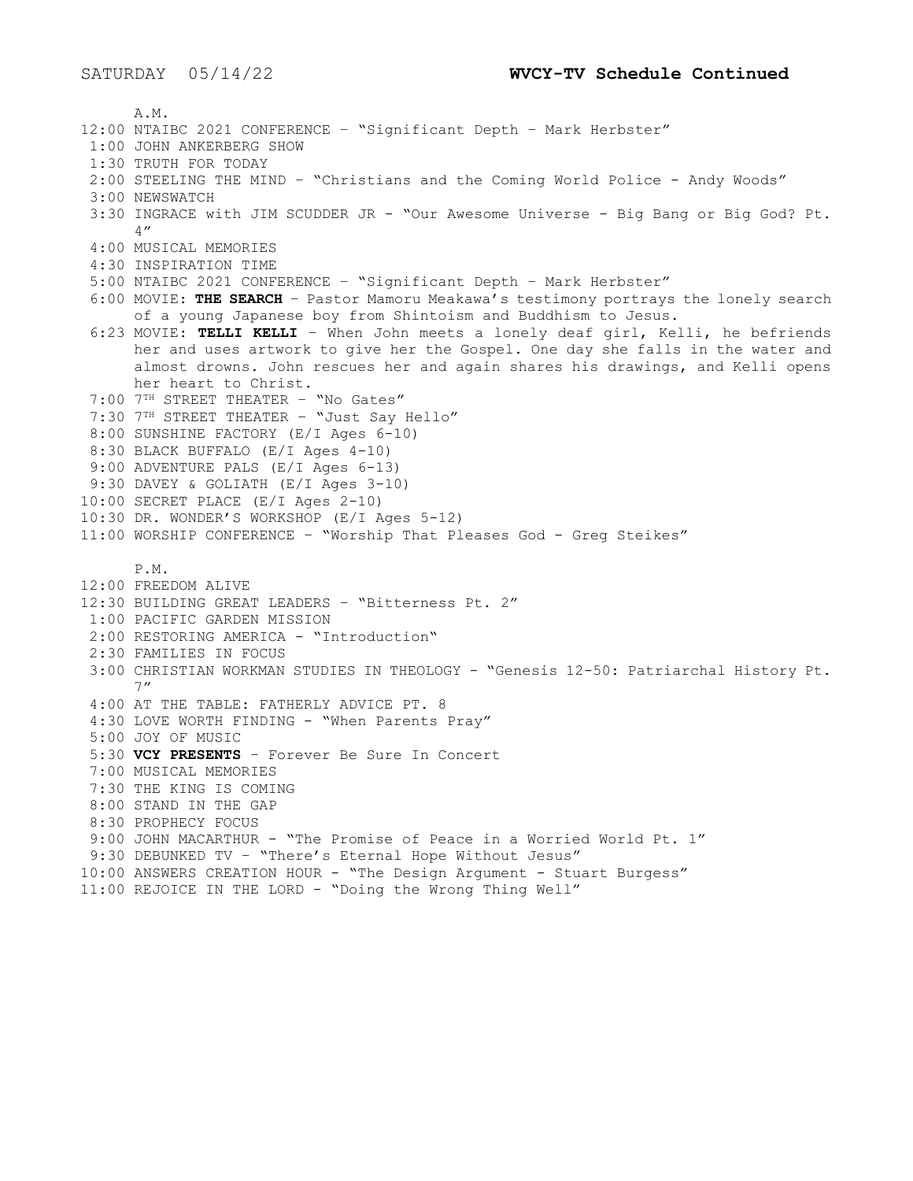SATURDAY 05/14/22 **WVCY-TV Schedule Continued**

A.M.

12:00 NTAIBC 2021 CONFERENCE – "Significant Depth – Mark Herbster"
1:00 JOHN ANKERBERG SHOW
1:30 TRUTH FOR TODAY
2:00 STEELING THE MIND – "Christians and the Coming World Police - Andy Woods"
3:00 NEWSWATCH
3:30 INGRACE with JIM SCUDDER JR - "Our Awesome Universe - Big Bang or Big God? Pt. 4"
4:00 MUSICAL MEMORIES
4:30 INSPIRATION TIME
5:00 NTAIBC 2021 CONFERENCE – "Significant Depth – Mark Herbster"
6:00 MOVIE: **THE SEARCH** – Pastor Mamoru Meakawa's testimony portrays the lonely search of a young Japanese boy from Shintoism and Buddhism to Jesus.
6:23 MOVIE: **TELLI KELLI** – When John meets a lonely deaf girl, Kelli, he befriends her and uses artwork to give her the Gospel. One day she falls in the water and almost drowns. John rescues her and again shares his drawings, and Kelli opens her heart to Christ.
7:00 7TH STREET THEATER – "No Gates"
7:30 7TH STREET THEATER – "Just Say Hello"
8:00 SUNSHINE FACTORY (E/I Ages 6-10)
8:30 BLACK BUFFALO (E/I Ages 4-10)
9:00 ADVENTURE PALS (E/I Ages 6-13)
9:30 DAVEY & GOLIATH (E/I Ages 3-10)
10:00 SECRET PLACE (E/I Ages 2-10)
10:30 DR. WONDER'S WORKSHOP (E/I Ages 5-12)
11:00 WORSHIP CONFERENCE – "Worship That Pleases God - Greg Steikes"

P.M.

12:00 FREEDOM ALIVE
12:30 BUILDING GREAT LEADERS – "Bitterness Pt. 2"
1:00 PACIFIC GARDEN MISSION
2:00 RESTORING AMERICA - "Introduction"
2:30 FAMILIES IN FOCUS
3:00 CHRISTIAN WORKMAN STUDIES IN THEOLOGY - "Genesis 12-50: Patriarchal History Pt. 7"
4:00 AT THE TABLE: FATHERLY ADVICE PT. 8
4:30 LOVE WORTH FINDING - "When Parents Pray"
5:00 JOY OF MUSIC
5:30 **VCY PRESENTS** – Forever Be Sure In Concert
7:00 MUSICAL MEMORIES
7:30 THE KING IS COMING
8:00 STAND IN THE GAP
8:30 PROPHECY FOCUS
9:00 JOHN MACARTHUR - "The Promise of Peace in a Worried World Pt. 1"
9:30 DEBUNKED TV – "There's Eternal Hope Without Jesus"
10:00 ANSWERS CREATION HOUR - "The Design Argument - Stuart Burgess"
11:00 REJOICE IN THE LORD - "Doing the Wrong Thing Well"